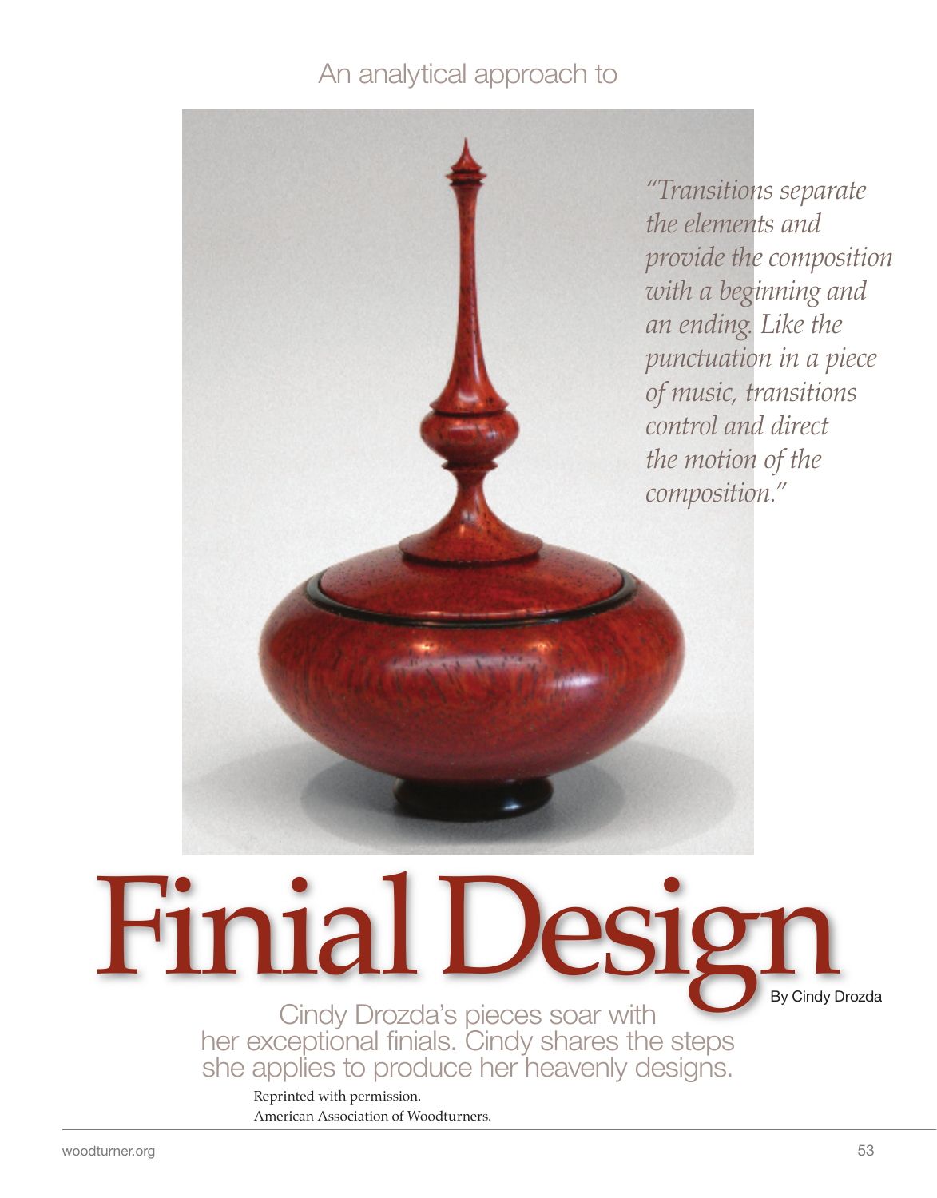An analytical approach to

# Finial Design

By Cindy Drozda

*"Transitions separate the elements and provide the composition with a beginning and an ending. Like the punctuation in a piece of music, transitions control and direct the motion of the composition."*

Cindy Drozda's pieces soar with her exceptional finials. Cindy shares the steps she applies to produce her heavenly designs.

Reprinted with permission.
American Association of Woodturners.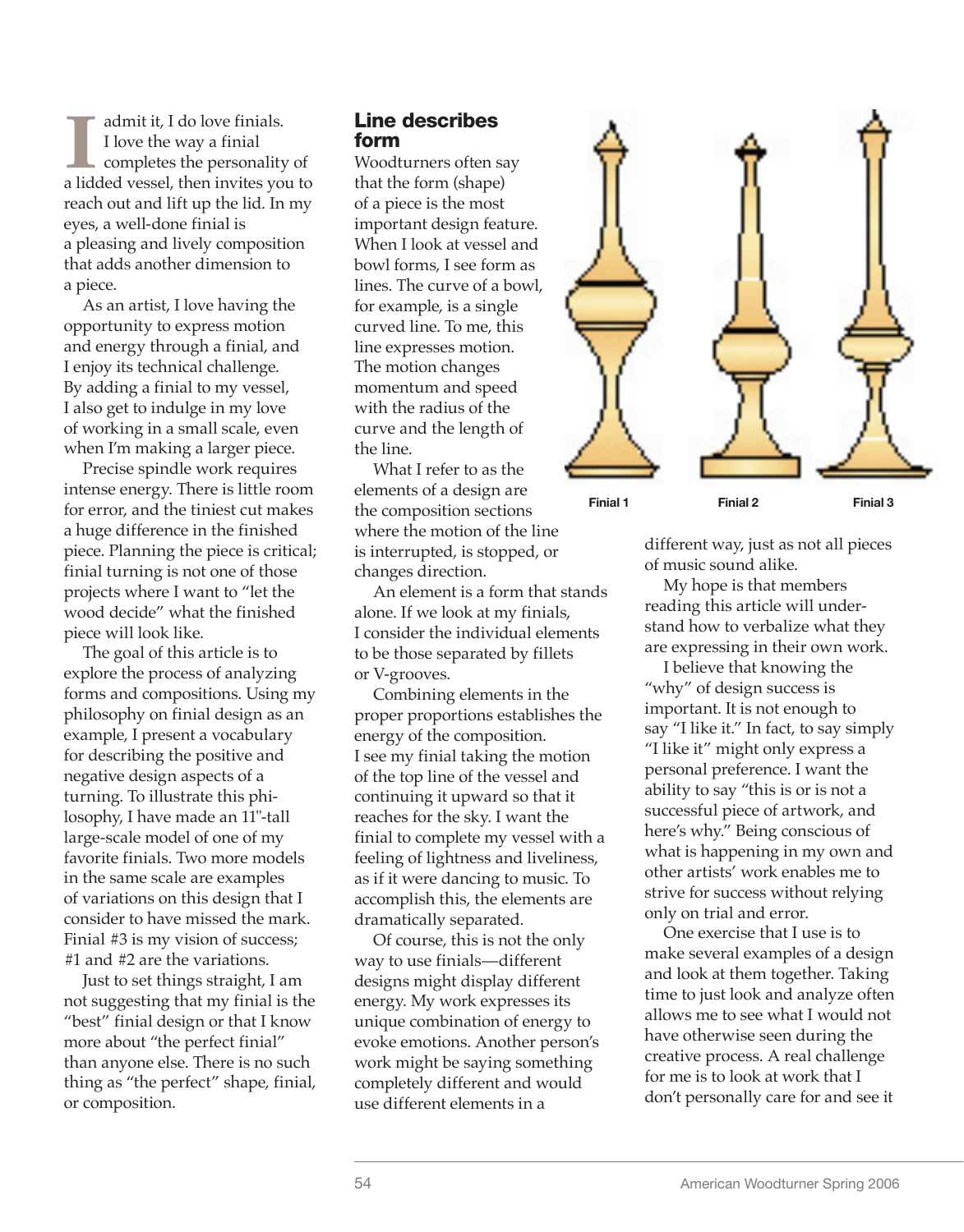I admit it, I do love finials. I love the way a finial completes the personality of a lidded vessel, then invites you to reach out and lift up the lid. In my eyes, a well-done finial is a pleasing and lively composition that adds another dimension to a piece.

As an artist, I love having the opportunity to express motion and energy through a finial, and I enjoy its technical challenge. By adding a finial to my vessel, I also get to indulge in my love of working in a small scale, even when I'm making a larger piece.

Precise spindle work requires intense energy. There is little room for error, and the tiniest cut makes a huge difference in the finished piece. Planning the piece is critical; finial turning is not one of those projects where I want to "let the wood decide" what the finished piece will look like.

The goal of this article is to explore the process of analyzing forms and compositions. Using my philosophy on finial design as an example, I present a vocabulary for describing the positive and negative design aspects of a turning. To illustrate this philosophy, I have made an 11"-tall large-scale model of one of my favorite finials. Two more models in the same scale are examples of variations on this design that I consider to have missed the mark. Finial #3 is my vision of success; #1 and #2 are the variations.

Just to set things straight, I am not suggesting that my finial is the "best" finial design or that I know more about "the perfect finial" than anyone else. There is no such thing as "the perfect" shape, finial, or composition.

## Line describes form

Woodturners often say that the form (shape) of a piece is the most important design feature. When I look at vessel and bowl forms, I see form as lines. The curve of a bowl, for example, is a single curved line. To me, this line expresses motion. The motion changes momentum and speed with the radius of the curve and the length of the line.

What I refer to as the elements of a design are the composition sections where the motion of the line is interrupted, is stopped, or changes direction.

An element is a form that stands alone. If we look at my finials, I consider the individual elements to be those separated by fillets or V-grooves.

Combining elements in the proper proportions establishes the energy of the composition. I see my finial taking the motion of the top line of the vessel and continuing it upward so that it reaches for the sky. I want the finial to complete my vessel with a feeling of lightness and liveliness, as if it were dancing to music. To accomplish this, the elements are dramatically separated.

Of course, this is not the only way to use finials—different designs might display different energy. My work expresses its unique combination of energy to evoke emotions. Another person's work might be saying something completely different and would use different elements in a different way, just as not all pieces of music sound alike.

Finial 1 Finial 2 Finial 3

My hope is that members reading this article will understand how to verbalize what they are expressing in their own work.

I believe that knowing the "why" of design success is important. It is not enough to say "I like it." In fact, to say simply "I like it" might only express a personal preference. I want the ability to say "this is or is not a successful piece of artwork, and here's why." Being conscious of what is happening in my own and other artists' work enables me to strive for success without relying only on trial and error.

One exercise that I use is to make several examples of a design and look at them together. Taking time to just look and analyze often allows me to see what I would not have otherwise seen during the creative process. A real challenge for me is to look at work that I don't personally care for and see it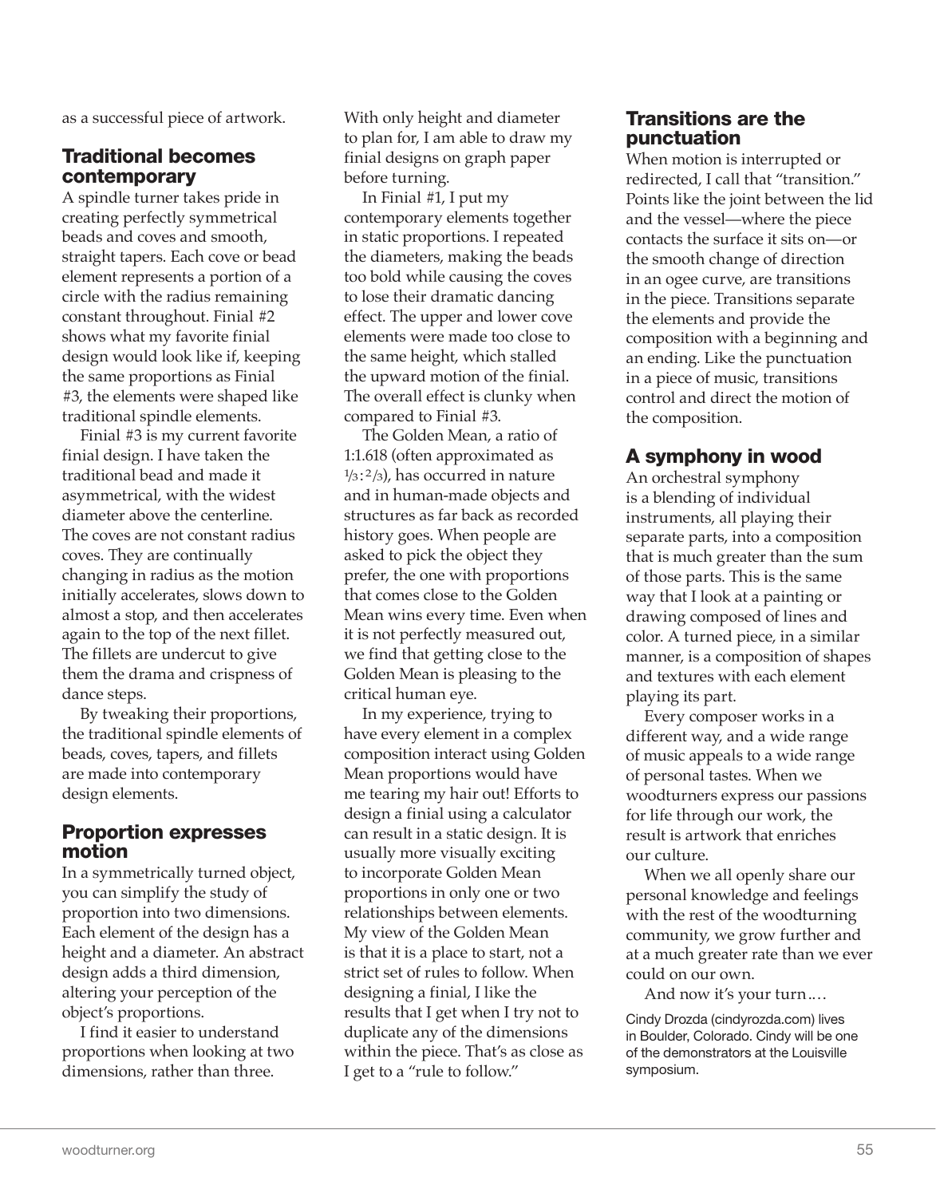as a successful piece of artwork.

## Traditional becomes contemporary

A spindle turner takes pride in creating perfectly symmetrical beads and coves and smooth, straight tapers. Each cove or bead element represents a portion of a circle with the radius remaining constant throughout. Finial #2 shows what my favorite finial design would look like if, keeping the same proportions as Finial #3, the elements were shaped like traditional spindle elements.

Finial #3 is my current favorite finial design. I have taken the traditional bead and made it asymmetrical, with the widest diameter above the centerline. The coves are not constant radius coves. They are continually changing in radius as the motion initially accelerates, slows down to almost a stop, and then accelerates again to the top of the next fillet. The fillets are undercut to give them the drama and crispness of dance steps.

By tweaking their proportions, the traditional spindle elements of beads, coves, tapers, and fillets are made into contemporary design elements.

## Proportion expresses motion

In a symmetrically turned object, you can simplify the study of proportion into two dimensions. Each element of the design has a height and a diameter. An abstract design adds a third dimension, altering your perception of the object's proportions.

I find it easier to understand proportions when looking at two dimensions, rather than three. With only height and diameter to plan for, I am able to draw my finial designs on graph paper before turning.

In Finial #1, I put my contemporary elements together in static proportions. I repeated the diameters, making the beads too bold while causing the coves to lose their dramatic dancing effect. The upper and lower cove elements were made too close to the same height, which stalled the upward motion of the finial. The overall effect is clunky when compared to Finial #3.

The Golden Mean, a ratio of 1:1.618 (often approximated as $1/3:2/3$), has occurred in nature and in human-made objects and structures as far back as recorded history goes. When people are asked to pick the object they prefer, the one with proportions that comes close to the Golden Mean wins every time. Even when it is not perfectly measured out, we find that getting close to the Golden Mean is pleasing to the critical human eye.

In my experience, trying to have every element in a complex composition interact using Golden Mean proportions would have me tearing my hair out! Efforts to design a finial using a calculator can result in a static design. It is usually more visually exciting to incorporate Golden Mean proportions in only one or two relationships between elements. My view of the Golden Mean is that it is a place to start, not a strict set of rules to follow. When designing a finial, I like the results that I get when I try not to duplicate any of the dimensions within the piece. That's as close as I get to a "rule to follow."

## Transitions are the punctuation

When motion is interrupted or redirected, I call that "transition." Points like the joint between the lid and the vessel—where the piece contacts the surface it sits on—or the smooth change of direction in an ogee curve, are transitions in the piece. Transitions separate the elements and provide the composition with a beginning and an ending. Like the punctuation in a piece of music, transitions control and direct the motion of the composition.

## A symphony in wood

An orchestral symphony is a blending of individual instruments, all playing their separate parts, into a composition that is much greater than the sum of those parts. This is the same way that I look at a painting or drawing composed of lines and color. A turned piece, in a similar manner, is a composition of shapes and textures with each element playing its part.

Every composer works in a different way, and a wide range of music appeals to a wide range of personal tastes. When we woodturners express our passions for life through our work, the result is artwork that enriches our culture.

When we all openly share our personal knowledge and feelings with the rest of the woodturning community, we grow further and at a much greater rate than we ever could on our own.

And now it's your turn….

Cindy Drozda (cindyrozda.com) lives in Boulder, Colorado. Cindy will be one of the demonstrators at the Louisville symposium.